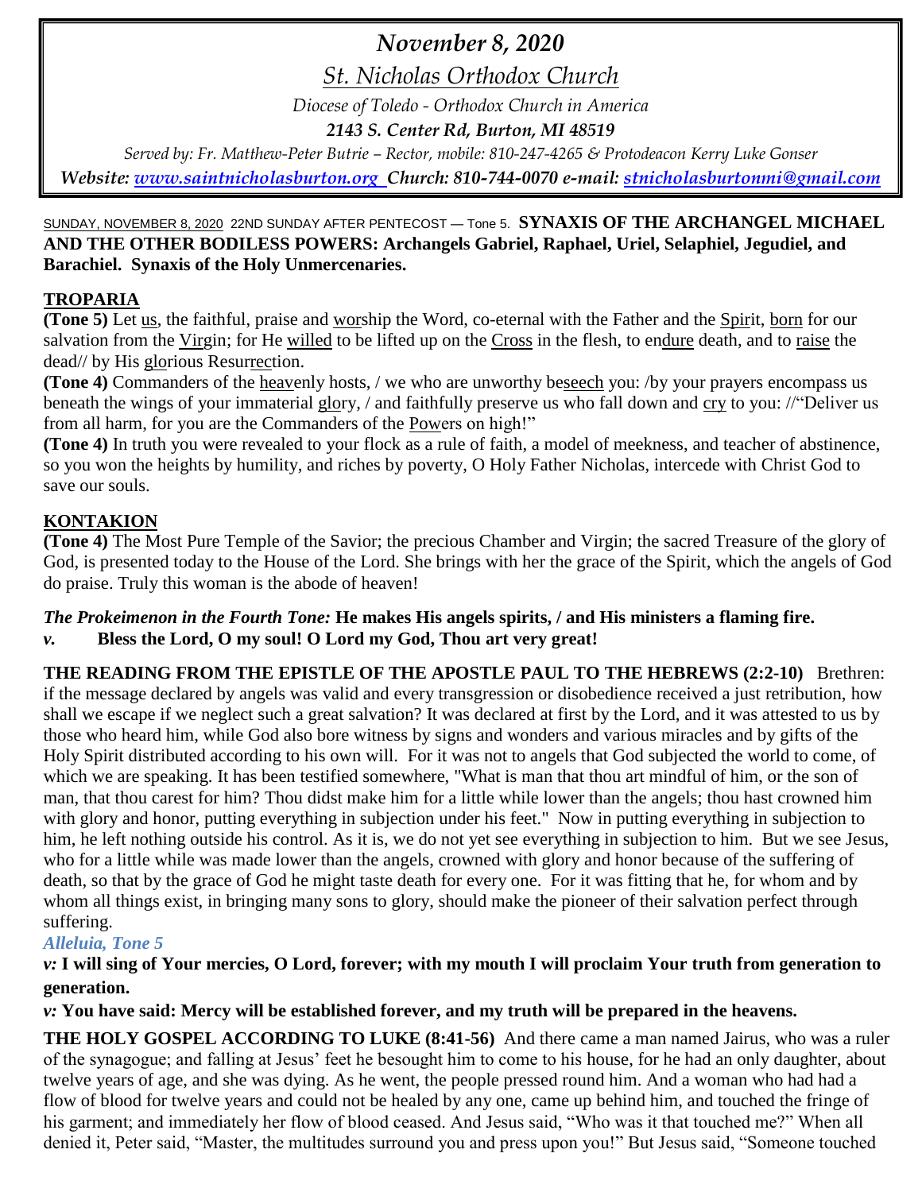# *November 8, 2020*

## *St. Nicholas Orthodox Church*

*Diocese of Toledo - Orthodox Church in America*

***2143 S. Center Rd, Burton, MI 48519***

*Served by: Fr. Matthew-Peter Butrie – Rector, mobile: 810-247-4265 & Protodeacon Kerry Luke Gonser*

***Website: www.saintnicholasburton.org Church: 810-744-0070 e-mail: stnicholasburtonmi@gmail.com***

SUNDAY, NOVEMBER 8, 2020 22ND SUNDAY AFTER PENTECOST — Tone 5. **SYNAXIS OF THE ARCHANGEL MICHAEL AND THE OTHER BODILESS POWERS: Archangels Gabriel, Raphael, Uriel, Selaphiel, Jegudiel, and Barachiel. Synaxis of the Holy Unmercenaries.**

## TROPARIA

**(Tone 5)** Let us, the faithful, praise and worship the Word, co-eternal with the Father and the Spirit, born for our salvation from the Virgin; for He willed to be lifted up on the Cross in the flesh, to endure death, and to raise the dead// by His glorious Resurrection.

**(Tone 4)** Commanders of the heavenly hosts, / we who are unworthy beseech you: /by your prayers encompass us beneath the wings of your immaterial glory, / and faithfully preserve us who fall down and cry to you: //"Deliver us from all harm, for you are the Commanders of the Powers on high!"

**(Tone 4)** In truth you were revealed to your flock as a rule of faith, a model of meekness, and teacher of abstinence, so you won the heights by humility, and riches by poverty, O Holy Father Nicholas, intercede with Christ God to save our souls.

## KONTAKION

**(Tone 4)** The Most Pure Temple of the Savior; the precious Chamber and Virgin; the sacred Treasure of the glory of God, is presented today to the House of the Lord. She brings with her the grace of the Spirit, which the angels of God do praise. Truly this woman is the abode of heaven!

***The Prokeimenon in the Fourth Tone:*** **He makes His angels spirits, / and His ministers a flaming fire.**

***v.*** **Bless the Lord, O my soul! O Lord my God, Thou art very great!**

**THE READING FROM THE EPISTLE OF THE APOSTLE PAUL TO THE HEBREWS (2:2-10)** Brethren: if the message declared by angels was valid and every transgression or disobedience received a just retribution, how shall we escape if we neglect such a great salvation? It was declared at first by the Lord, and it was attested to us by those who heard him, while God also bore witness by signs and wonders and various miracles and by gifts of the Holy Spirit distributed according to his own will. For it was not to angels that God subjected the world to come, of which we are speaking. It has been testified somewhere, "What is man that thou art mindful of him, or the son of man, that thou carest for him? Thou didst make him for a little while lower than the angels; thou hast crowned him with glory and honor, putting everything in subjection under his feet." Now in putting everything in subjection to him, he left nothing outside his control. As it is, we do not yet see everything in subjection to him. But we see Jesus, who for a little while was made lower than the angels, crowned with glory and honor because of the suffering of death, so that by the grace of God he might taste death for every one. For it was fitting that he, for whom and by whom all things exist, in bringing many sons to glory, should make the pioneer of their salvation perfect through suffering.

***Alleluia, Tone 5***

***v:*** **I will sing of Your mercies, O Lord, forever; with my mouth I will proclaim Your truth from generation to generation.**

***v:*** **You have said: Mercy will be established forever, and my truth will be prepared in the heavens.**

**THE HOLY GOSPEL ACCORDING TO LUKE (8:41-56)** And there came a man named Jairus, who was a ruler of the synagogue; and falling at Jesus' feet he besought him to come to his house, for he had an only daughter, about twelve years of age, and she was dying. As he went, the people pressed round him. And a woman who had had a flow of blood for twelve years and could not be healed by any one, came up behind him, and touched the fringe of his garment; and immediately her flow of blood ceased. And Jesus said, "Who was it that touched me?" When all denied it, Peter said, "Master, the multitudes surround you and press upon you!" But Jesus said, "Someone touched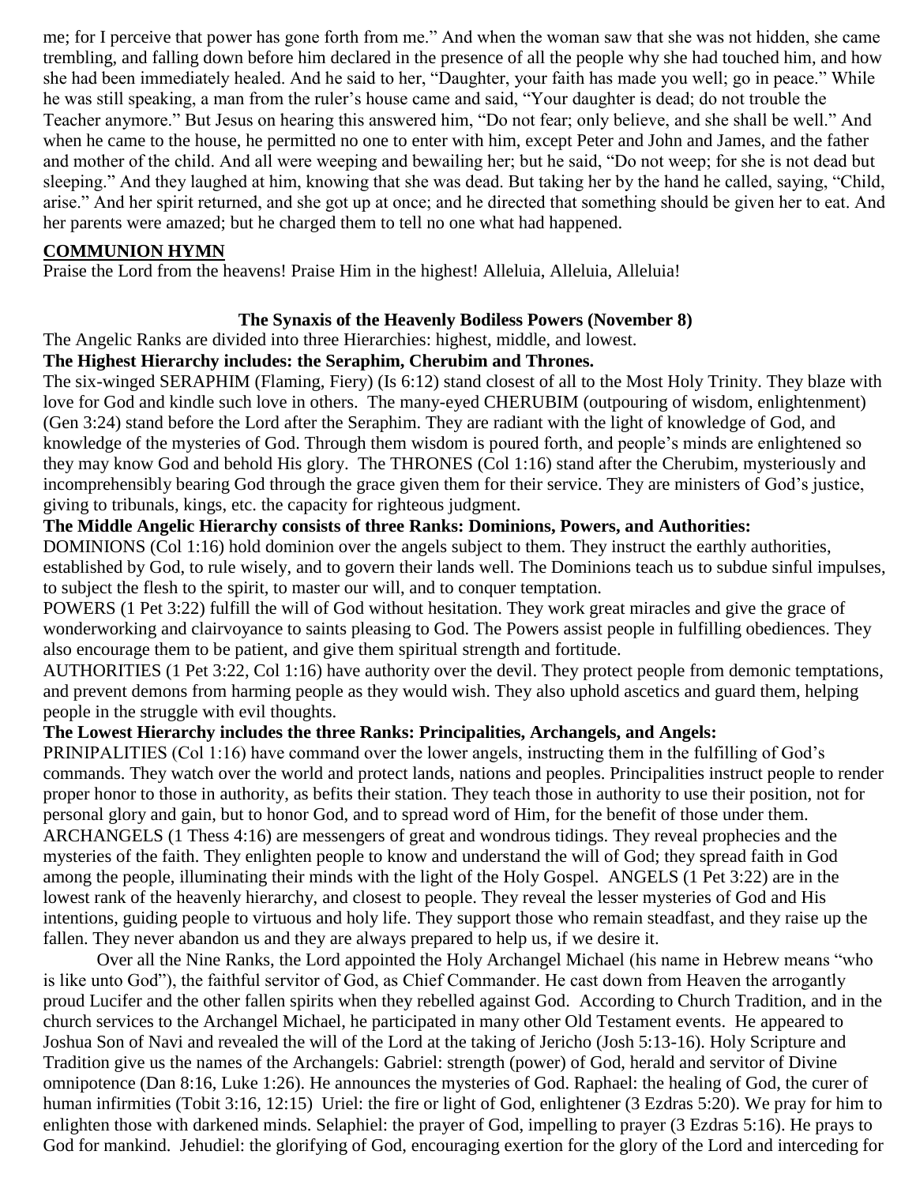me; for I perceive that power has gone forth from me." And when the woman saw that she was not hidden, she came trembling, and falling down before him declared in the presence of all the people why she had touched him, and how she had been immediately healed. And he said to her, "Daughter, your faith has made you well; go in peace." While he was still speaking, a man from the ruler's house came and said, "Your daughter is dead; do not trouble the Teacher anymore." But Jesus on hearing this answered him, "Do not fear; only believe, and she shall be well." And when he came to the house, he permitted no one to enter with him, except Peter and John and James, and the father and mother of the child. And all were weeping and bewailing her; but he said, "Do not weep; for she is not dead but sleeping." And they laughed at him, knowing that she was dead. But taking her by the hand he called, saying, "Child, arise." And her spirit returned, and she got up at once; and he directed that something should be given her to eat. And her parents were amazed; but he charged them to tell no one what had happened.

**COMMUNION HYMN**

Praise the Lord from the heavens! Praise Him in the highest! Alleluia, Alleluia, Alleluia!

**The Synaxis of the Heavenly Bodiless Powers (November 8)**

The Angelic Ranks are divided into three Hierarchies: highest, middle, and lowest.

**The Highest Hierarchy includes: the Seraphim, Cherubim and Thrones.**

The six-winged SERAPHIM (Flaming, Fiery) (Is 6:12) stand closest of all to the Most Holy Trinity. They blaze with love for God and kindle such love in others. The many-eyed CHERUBIM (outpouring of wisdom, enlightenment) (Gen 3:24) stand before the Lord after the Seraphim. They are radiant with the light of knowledge of God, and knowledge of the mysteries of God. Through them wisdom is poured forth, and people's minds are enlightened so they may know God and behold His glory. The THRONES (Col 1:16) stand after the Cherubim, mysteriously and incomprehensibly bearing God through the grace given them for their service. They are ministers of God's justice, giving to tribunals, kings, etc. the capacity for righteous judgment.

**The Middle Angelic Hierarchy consists of three Ranks: Dominions, Powers, and Authorities:**

DOMINIONS (Col 1:16) hold dominion over the angels subject to them. They instruct the earthly authorities, established by God, to rule wisely, and to govern their lands well. The Dominions teach us to subdue sinful impulses, to subject the flesh to the spirit, to master our will, and to conquer temptation.

POWERS (1 Pet 3:22) fulfill the will of God without hesitation. They work great miracles and give the grace of wonderworking and clairvoyance to saints pleasing to God. The Powers assist people in fulfilling obediences. They also encourage them to be patient, and give them spiritual strength and fortitude.

AUTHORITIES (1 Pet 3:22, Col 1:16) have authority over the devil. They protect people from demonic temptations, and prevent demons from harming people as they would wish. They also uphold ascetics and guard them, helping people in the struggle with evil thoughts.

**The Lowest Hierarchy includes the three Ranks: Principalities, Archangels, and Angels:**

PRINIPALITIES (Col 1:16) have command over the lower angels, instructing them in the fulfilling of God's commands. They watch over the world and protect lands, nations and peoples. Principalities instruct people to render proper honor to those in authority, as befits their station. They teach those in authority to use their position, not for personal glory and gain, but to honor God, and to spread word of Him, for the benefit of those under them. ARCHANGELS (1 Thess 4:16) are messengers of great and wondrous tidings. They reveal prophecies and the mysteries of the faith. They enlighten people to know and understand the will of God; they spread faith in God among the people, illuminating their minds with the light of the Holy Gospel. ANGELS (1 Pet 3:22) are in the lowest rank of the heavenly hierarchy, and closest to people. They reveal the lesser mysteries of God and His intentions, guiding people to virtuous and holy life. They support those who remain steadfast, and they raise up the fallen. They never abandon us and they are always prepared to help us, if we desire it.

Over all the Nine Ranks, the Lord appointed the Holy Archangel Michael (his name in Hebrew means "who is like unto God"), the faithful servitor of God, as Chief Commander. He cast down from Heaven the arrogantly proud Lucifer and the other fallen spirits when they rebelled against God. According to Church Tradition, and in the church services to the Archangel Michael, he participated in many other Old Testament events. He appeared to Joshua Son of Navi and revealed the will of the Lord at the taking of Jericho (Josh 5:13-16). Holy Scripture and Tradition give us the names of the Archangels: Gabriel: strength (power) of God, herald and servitor of Divine omnipotence (Dan 8:16, Luke 1:26). He announces the mysteries of God. Raphael: the healing of God, the curer of human infirmities (Tobit 3:16, 12:15) Uriel: the fire or light of God, enlightener (3 Ezdras 5:20). We pray for him to enlighten those with darkened minds. Selaphiel: the prayer of God, impelling to prayer (3 Ezdras 5:16). He prays to God for mankind. Jehudiel: the glorifying of God, encouraging exertion for the glory of the Lord and interceding for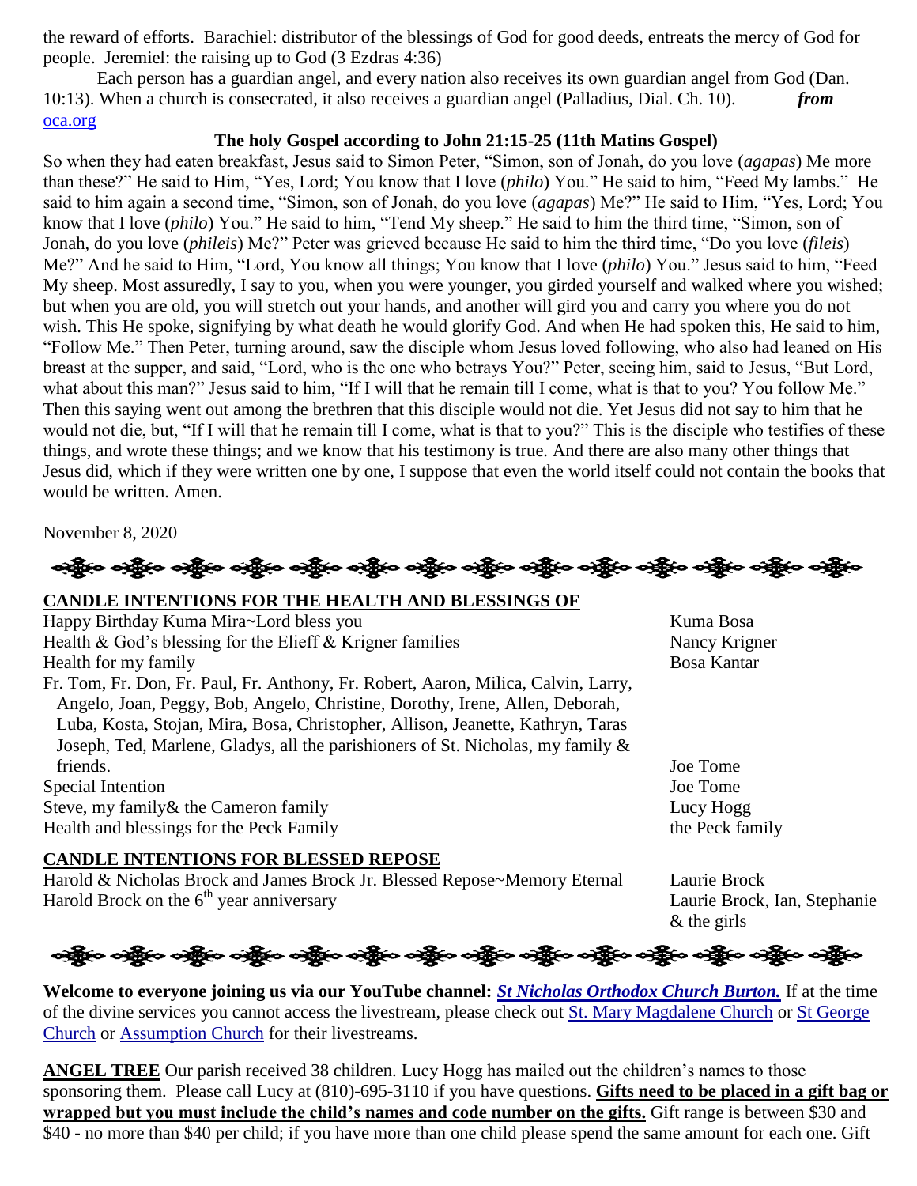the reward of efforts. Barachiel: distributor of the blessings of God for good deeds, entreats the mercy of God for people. Jeremiel: the raising up to God (3 Ezdras 4:36)

Each person has a guardian angel, and every nation also receives its own guardian angel from God (Dan. 10:13). When a church is consecrated, it also receives a guardian angel (Palladius, Dial. Ch. 10). ***from*** oca.org

**The holy Gospel according to John 21:15-25 (11th Matins Gospel)**

So when they had eaten breakfast, Jesus said to Simon Peter, "Simon, son of Jonah, do you love (*agapas*) Me more than these?" He said to Him, "Yes, Lord; You know that I love (*philo*) You." He said to him, "Feed My lambs." He said to him again a second time, "Simon, son of Jonah, do you love (*agapas*) Me?" He said to Him, "Yes, Lord; You know that I love (*philo*) You." He said to him, "Tend My sheep." He said to him the third time, "Simon, son of Jonah, do you love (*phileis*) Me?" Peter was grieved because He said to him the third time, "Do you love (*fileis*) Me?" And he said to Him, "Lord, You know all things; You know that I love (*philo*) You." Jesus said to him, "Feed My sheep. Most assuredly, I say to you, when you were younger, you girded yourself and walked where you wished; but when you are old, you will stretch out your hands, and another will gird you and carry you where you do not wish. This He spoke, signifying by what death he would glorify God. And when He had spoken this, He said to him, "Follow Me." Then Peter, turning around, saw the disciple whom Jesus loved following, who also had leaned on His breast at the supper, and said, "Lord, who is the one who betrays You?" Peter, seeing him, said to Jesus, "But Lord, what about this man?" Jesus said to him, "If I will that he remain till I come, what is that to you? You follow Me." Then this saying went out among the brethren that this disciple would not die. Yet Jesus did not say to him that he would not die, but, "If I will that he remain till I come, what is that to you?" This is the disciple who testifies of these things, and wrote these things; and we know that his testimony is true. And there are also many other things that Jesus did, which if they were written one by one, I suppose that even the world itself could not contain the books that would be written. Amen.

November 8, 2020

**CANDLE INTENTIONS FOR THE HEALTH AND BLESSINGS OF**

| Intention | Offered by |
|---|---|
| Happy Birthday Kuma Mira~Lord bless you | Kuma Bosa |
| Health & God's blessing for the Elieff & Krigner families | Nancy Krigner |
| Health for my family | Bosa Kantar |
| Fr. Tom, Fr. Don, Fr. Paul, Fr. Anthony, Fr. Robert, Aaron, Milica, Calvin, Larry, Angelo, Joan, Peggy, Bob, Angelo, Christine, Dorothy, Irene, Allen, Deborah, Luba, Kosta, Stojan, Mira, Bosa, Christopher, Allison, Jeanette, Kathryn, Taras Joseph, Ted, Marlene, Gladys, all the parishioners of St. Nicholas, my family & friends. | Joe Tome |
| Special Intention | Joe Tome |
| Steve, my family& the Cameron family | Lucy Hogg |
| Health and blessings for the Peck Family | the Peck family |

**CANDLE INTENTIONS FOR BLESSED REPOSE**

| Intention | Offered by |
|---|---|
| Harold & Nicholas Brock and James Brock Jr. Blessed Repose~Memory Eternal | Laurie Brock |
| Harold Brock on the 6th year anniversary | Laurie Brock, Ian, Stephanie & the girls |

**Welcome to everyone joining us via our YouTube channel:** ***St Nicholas Orthodox Church Burton.*** If at the time of the divine services you cannot access the livestream, please check out St. Mary Magdalene Church or St George Church or Assumption Church for their livestreams.

**ANGEL TREE** Our parish received 38 children. Lucy Hogg has mailed out the children's names to those sponsoring them. Please call Lucy at (810)-695-3110 if you have questions. **Gifts need to be placed in a gift bag or wrapped but you must include the child's names and code number on the gifts.** Gift range is between $30 and $40 - no more than $40 per child; if you have more than one child please spend the same amount for each one. Gift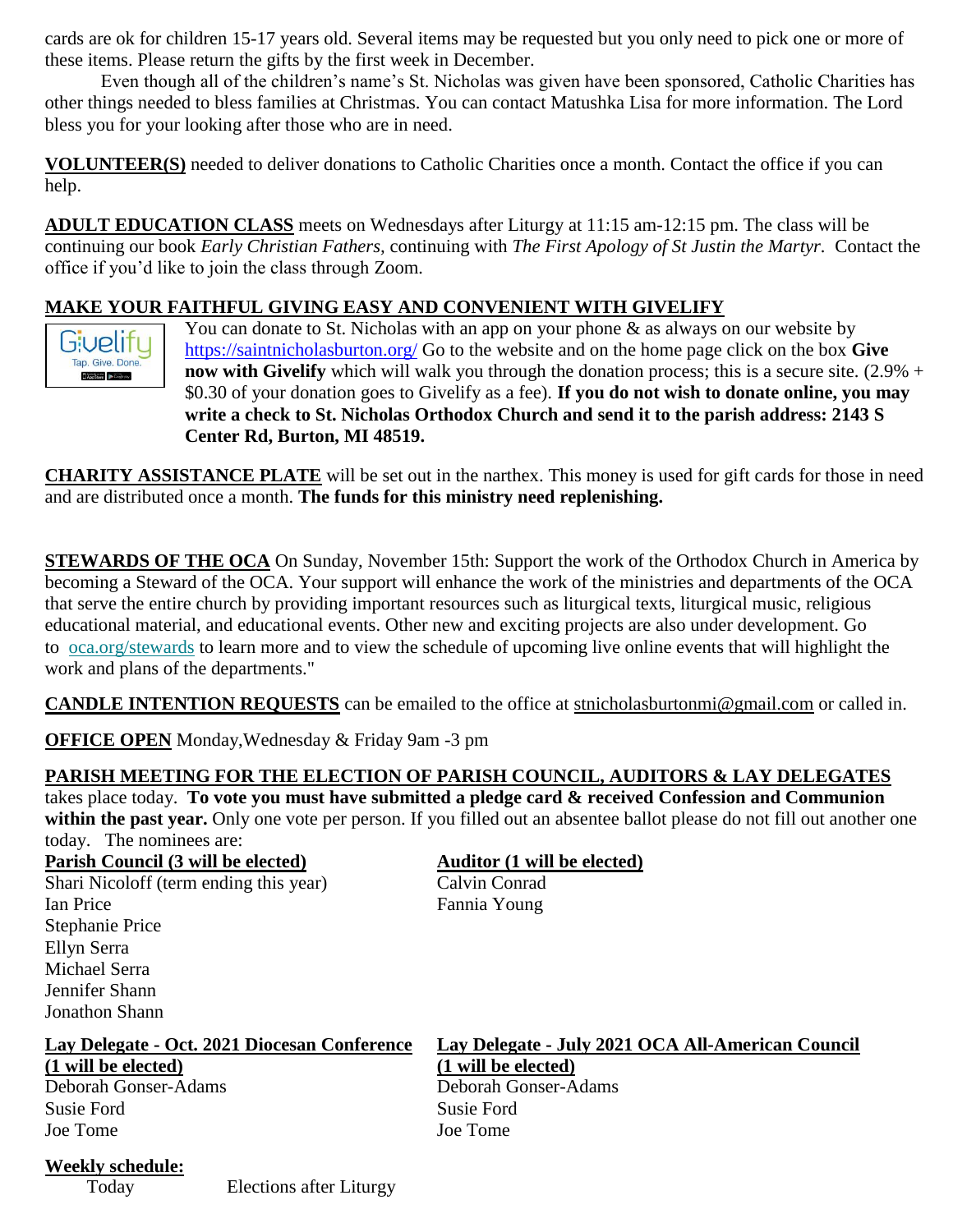cards are ok for children 15-17 years old. Several items may be requested but you only need to pick one or more of these items. Please return the gifts by the first week in December.

Even though all of the children's name's St. Nicholas was given have been sponsored, Catholic Charities has other things needed to bless families at Christmas. You can contact Matushka Lisa for more information. The Lord bless you for your looking after those who are in need.

**VOLUNTEER(S)** needed to deliver donations to Catholic Charities once a month. Contact the office if you can help.

**ADULT EDUCATION CLASS** meets on Wednesdays after Liturgy at 11:15 am-12:15 pm. The class will be continuing our book *Early Christian Fathers*, continuing with *The First Apology of St Justin the Martyr*. Contact the office if you'd like to join the class through Zoom.

**MAKE YOUR FAITHFUL GIVING EASY AND CONVENIENT WITH GIVELIFY**

You can donate to St. Nicholas with an app on your phone & as always on our website by https://saintnicholasburton.org/ Go to the website and on the home page click on the box **Give now with Givelify** which will walk you through the donation process; this is a secure site. (2.9% + $0.30 of your donation goes to Givelify as a fee). **If you do not wish to donate online, you may write a check to St. Nicholas Orthodox Church and send it to the parish address: 2143 S Center Rd, Burton, MI 48519.**

**CHARITY ASSISTANCE PLATE** will be set out in the narthex. This money is used for gift cards for those in need and are distributed once a month. **The funds for this ministry need replenishing.**

**STEWARDS OF THE OCA** On Sunday, November 15th: Support the work of the Orthodox Church in America by becoming a Steward of the OCA. Your support will enhance the work of the ministries and departments of the OCA that serve the entire church by providing important resources such as liturgical texts, liturgical music, religious educational material, and educational events. Other new and exciting projects are also under development. Go to oca.org/stewards to learn more and to view the schedule of upcoming live online events that will highlight the work and plans of the departments."

**CANDLE INTENTION REQUESTS** can be emailed to the office at stnicholasburtonmi@gmail.com or called in.

**OFFICE OPEN** Monday,Wednesday & Friday 9am -3 pm

**PARISH MEETING FOR THE ELECTION OF PARISH COUNCIL, AUDITORS & LAY DELEGATES** takes place today. **To vote you must have submitted a pledge card & received Confession and Communion within the past year.** Only one vote per person. If you filled out an absentee ballot please do not fill out another one today. The nominees are:

**Parish Council (3 will be elected)**

Shari Nicoloff (term ending this year)
Ian Price
Stephanie Price
Ellyn Serra
Michael Serra
Jennifer Shann
Jonathon Shann

**Auditor (1 will be elected)**

Calvin Conrad
Fannia Young

**Lay Delegate - Oct. 2021 Diocesan Conference (1 will be elected)**

Deborah Gonser-Adams
Susie Ford
Joe Tome

**Lay Delegate - July 2021 OCA All-American Council (1 will be elected)**

Deborah Gonser-Adams
Susie Ford
Joe Tome

**Weekly schedule:**

Today Elections after Liturgy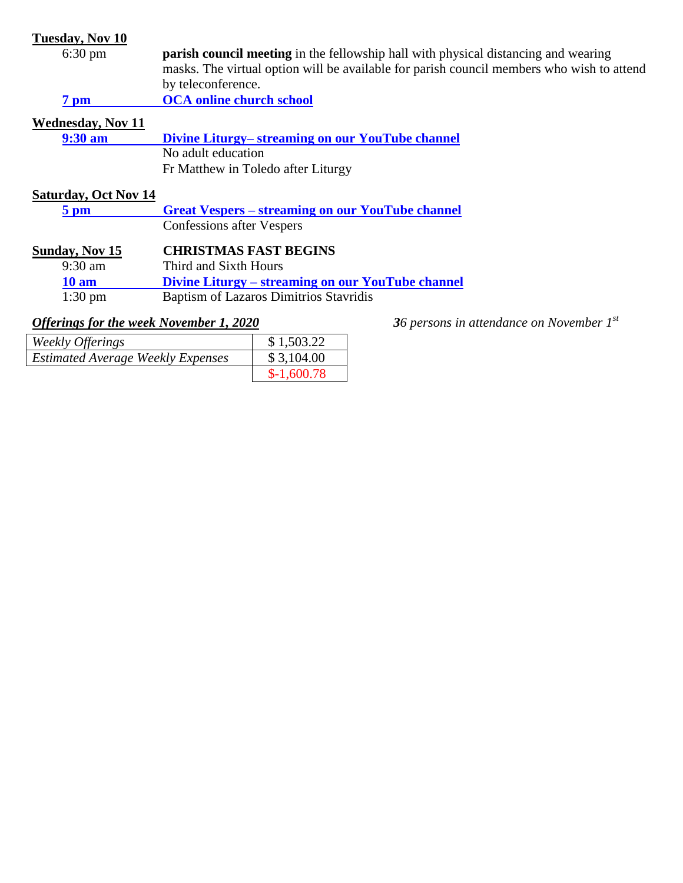**Tuesday, Nov 10**

6:30 pm — **parish council meeting** in the fellowship hall with physical distancing and wearing masks. The virtual option will be available for parish council members who wish to attend by teleconference.

**7 pm** — **OCA online church school**

**Wednesday, Nov 11**

**9:30 am** — **Divine Liturgy– streaming on our YouTube channel**

No adult education

Fr Matthew in Toledo after Liturgy

**Saturday, Oct Nov 14**

**5 pm** — **Great Vespers – streaming on our YouTube channel**

Confessions after Vespers

**Sunday, Nov 15** — **CHRISTMAS FAST BEGINS**

9:30 am — Third and Sixth Hours

**10 am** — **Divine Liturgy – streaming on our YouTube channel**

1:30 pm — Baptism of Lazaros Dimitrios Stavridis

***Offerings for the week November 1, 2020***

*36 persons in attendance on November 1st*

| | |
|---|---|
| *Weekly Offerings* | $ 1,503.22 |
| *Estimated Average Weekly Expenses* | $ 3,104.00 |
| | $-1,600.78 |